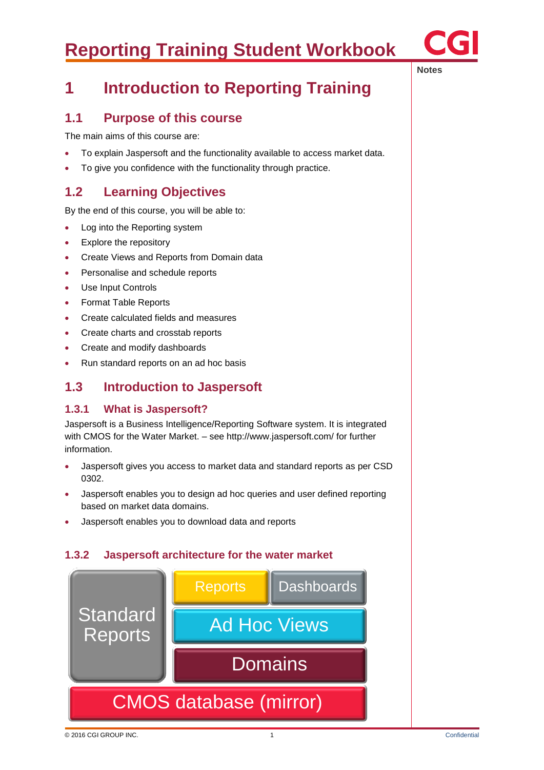# Reporting Training Student Workbook

Notes

# 1 Introduction to Reporting Training

## 1.1 Purpose of this course

The main aims of this course are:

- To explain Jaspersoft and the functionality available to access market data.
- To give you confidence with the functionality through practice.

## 1.2 Learning Objectives

By the end of this course, you will be able to:

- Log into the Reporting system
- Explore the repository
- Create Views and Reports from Domain data
- Personalise and schedule reports
- Use Input Controls
- Format Table Reports
- Create calculated fields and measures
- Create charts and crosstab reports
- Create and modify dashboards
- Run standard reports on an ad hoc basis

## 1.3 Introduction to Jaspersoft

### 1.3.1 What is Jaspersoft?

Jaspersoft is a Business Intelligence/Reporting Software system. It is integrated with CMOS for the Water Market. – see http://www.jaspersoft.com/ for further information.

- Jaspersoft gives you access to market data and standard reports as per CSD 0302.
- Jaspersoft enables you to design ad hoc queries and user defined reporting based on market data domains.
- Jaspersoft enables you to download data and reports

### 1.3.2 Jaspersoft architecture for the water market

Standard Reports | Reports | Dashboards | Ad Hoc Views | Domains | CMOS database (mirror)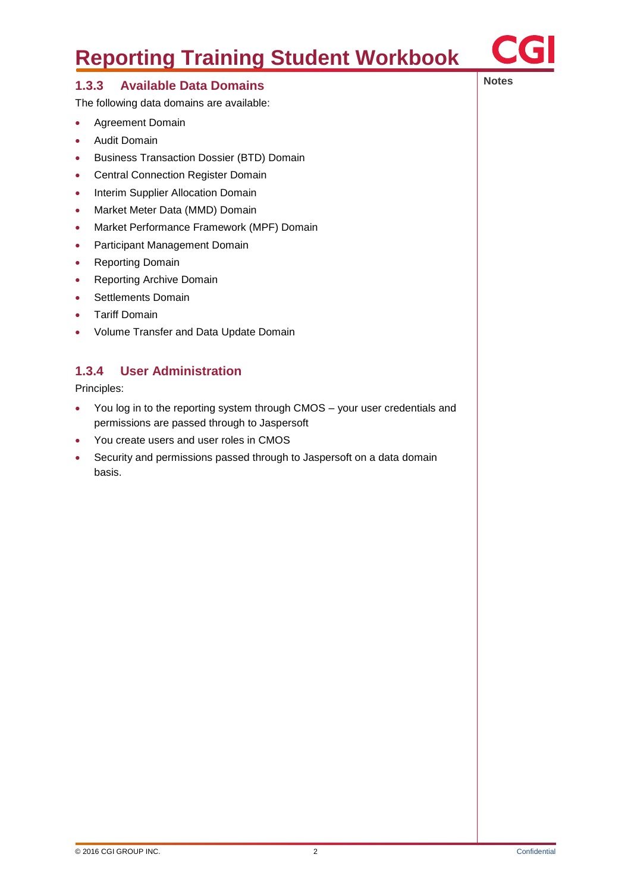### 1.3.3 Available Data Domains

The following data domains are available:

- Agreement Domain
- Audit Domain
- Business Transaction Dossier (BTD) Domain
- Central Connection Register Domain
- Interim Supplier Allocation Domain
- Market Meter Data (MMD) Domain
- Market Performance Framework (MPF) Domain
- Participant Management Domain
- Reporting Domain
- Reporting Archive Domain
- Settlements Domain
- Tariff Domain
- Volume Transfer and Data Update Domain

### 1.3.4 User Administration

Principles:

- You log in to the reporting system through CMOS – your user credentials and permissions are passed through to Jaspersoft
- You create users and user roles in CMOS
- Security and permissions passed through to Jaspersoft on a data domain basis.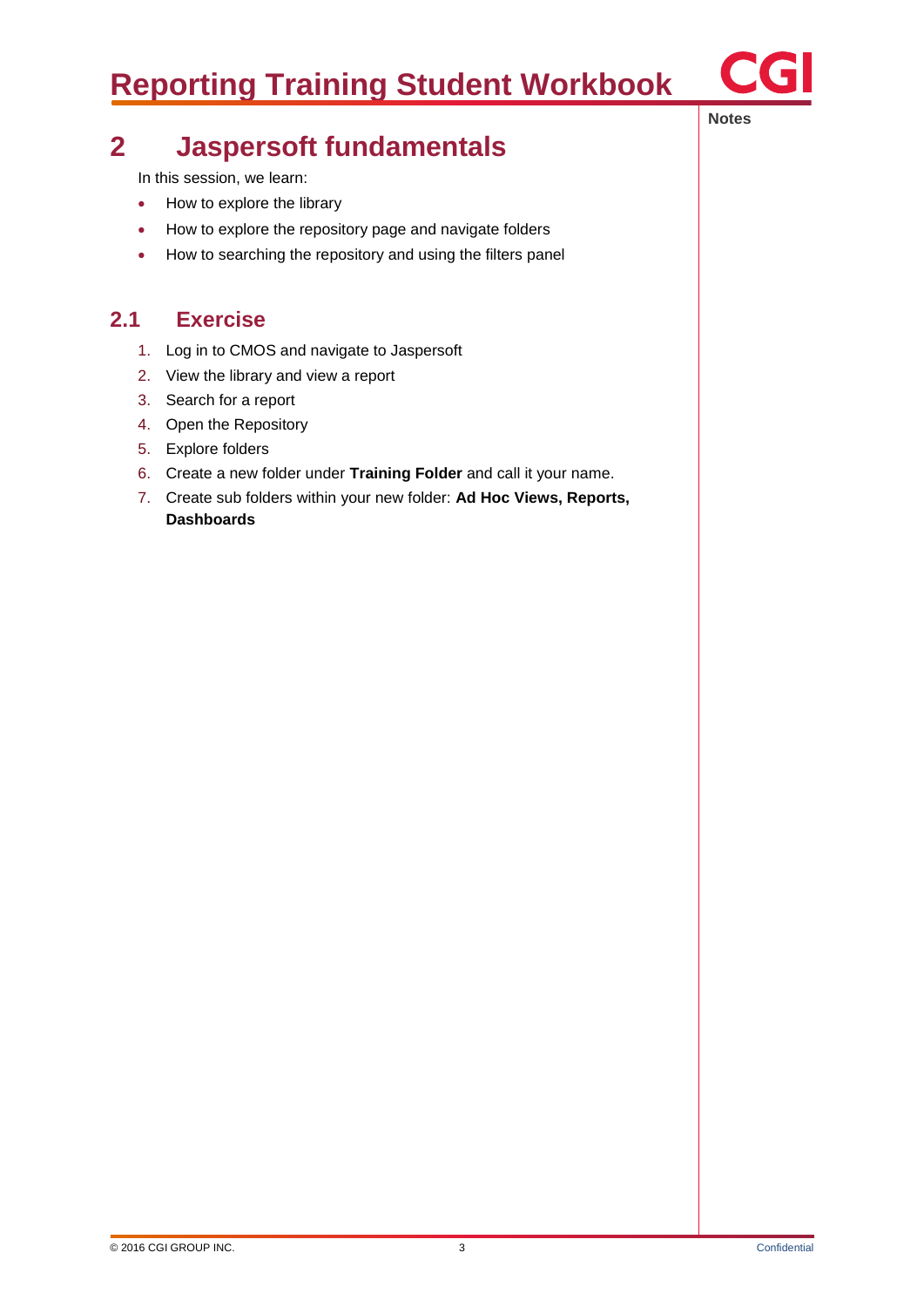# 2 Jaspersoft fundamentals

In this session, we learn:

- How to explore the library
- How to explore the repository page and navigate folders
- How to searching the repository and using the filters panel

## 2.1 Exercise

1. Log in to CMOS and navigate to Jaspersoft
2. View the library and view a report
3. Search for a report
4. Open the Repository
5. Explore folders
6. Create a new folder under **Training Folder** and call it your name.
7. Create sub folders within your new folder: **Ad Hoc Views, Reports, Dashboards**

Notes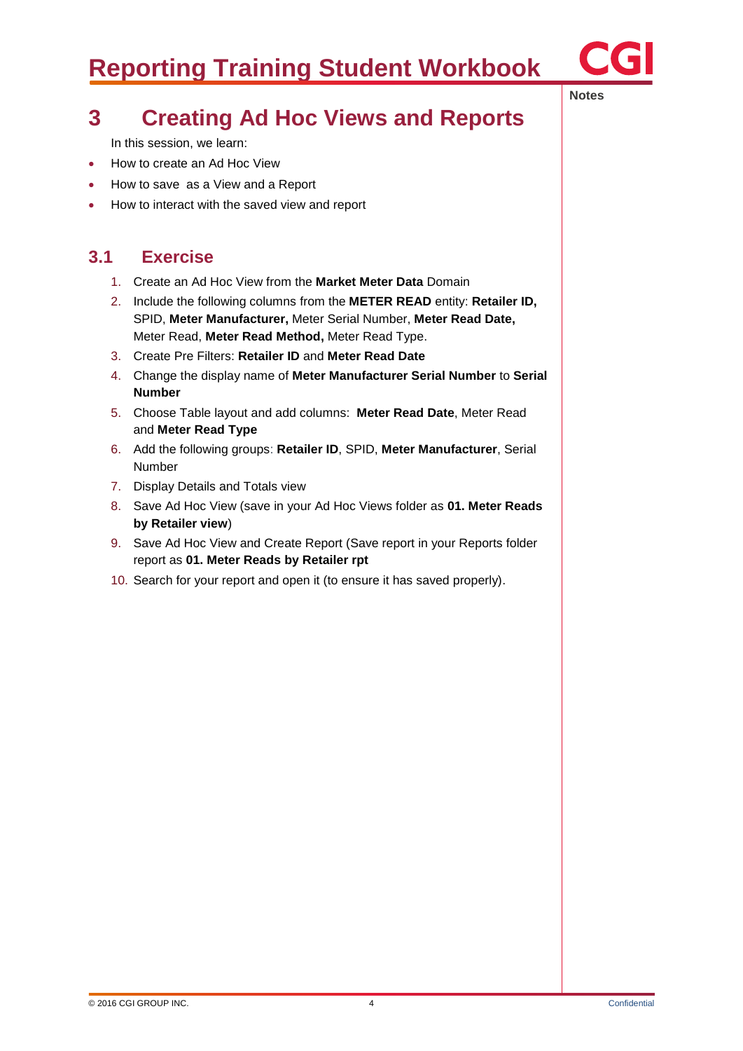# 3 Creating Ad Hoc Views and Reports

In this session, we learn:

- How to create an Ad Hoc View
- How to save as a View and a Report
- How to interact with the saved view and report

## 3.1 Exercise

1. Create an Ad Hoc View from the **Market Meter Data** Domain
2. Include the following columns from the **METER READ** entity: **Retailer ID,** SPID, **Meter Manufacturer,** Meter Serial Number, **Meter Read Date,** Meter Read, **Meter Read Method,** Meter Read Type.
3. Create Pre Filters: **Retailer ID** and **Meter Read Date**
4. Change the display name of **Meter Manufacturer Serial Number** to **Serial Number**
5. Choose Table layout and add columns: **Meter Read Date**, Meter Read and **Meter Read Type**
6. Add the following groups: **Retailer ID**, SPID, **Meter Manufacturer**, Serial Number
7. Display Details and Totals view
8. Save Ad Hoc View (save in your Ad Hoc Views folder as **01. Meter Reads by Retailer view**)
9. Save Ad Hoc View and Create Report (Save report in your Reports folder report as **01. Meter Reads by Retailer rpt**
10. Search for your report and open it (to ensure it has saved properly).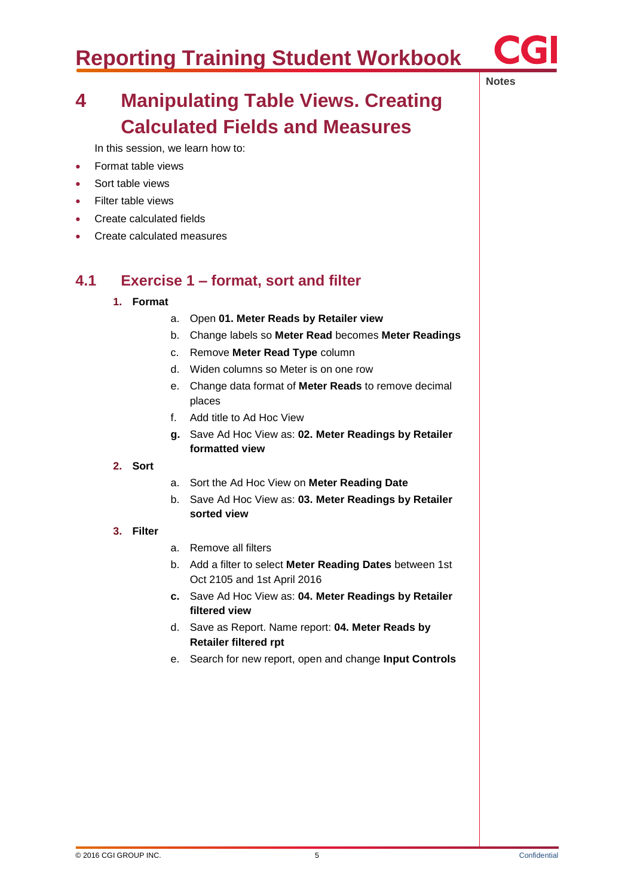# 4 Manipulating Table Views. Creating Calculated Fields and Measures

In this session, we learn how to:

- Format table views
- Sort table views
- Filter table views
- Create calculated fields
- Create calculated measures

## 4.1 Exercise 1 – format, sort and filter

1. **Format**
    a. Open **01. Meter Reads by Retailer view**
    b. Change labels so **Meter Read** becomes **Meter Readings**
    c. Remove **Meter Read Type** column
    d. Widen columns so Meter is on one row
    e. Change data format of **Meter Reads** to remove decimal places
    f. Add title to Ad Hoc View
    **g.** Save Ad Hoc View as: **02. Meter Readings by Retailer formatted view**
2. **Sort**
    a. Sort the Ad Hoc View on **Meter Reading Date**
    b. Save Ad Hoc View as: **03. Meter Readings by Retailer sorted view**
3. **Filter**
    a. Remove all filters
    b. Add a filter to select **Meter Reading Dates** between 1st Oct 2105 and 1st April 2016
    **c.** Save Ad Hoc View as: **04. Meter Readings by Retailer filtered view**
    d. Save as Report. Name report: **04. Meter Reads by Retailer filtered rpt**
    e. Search for new report, open and change **Input Controls**

**Notes**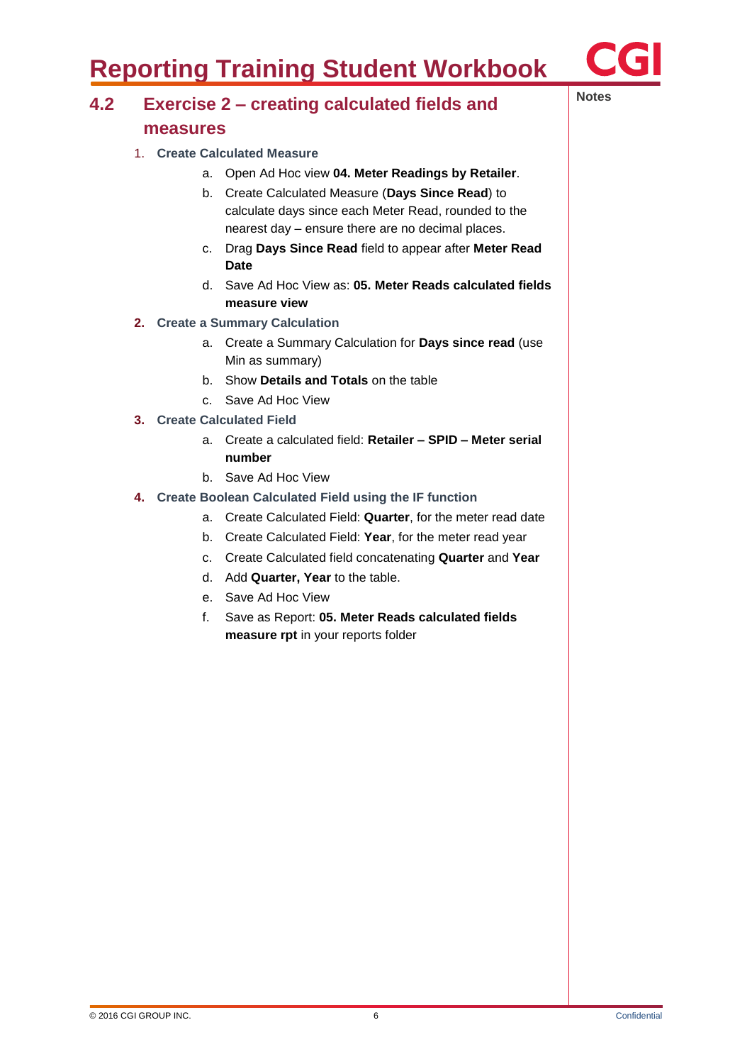## 4.2 Exercise 2 – creating calculated fields and measures

Notes

1. **Create Calculated Measure**
    a. Open Ad Hoc view **04. Meter Readings by Retailer**.
    b. Create Calculated Measure (**Days Since Read**) to calculate days since each Meter Read, rounded to the nearest day – ensure there are no decimal places.
    c. Drag **Days Since Read** field to appear after **Meter Read Date**
    d. Save Ad Hoc View as: **05. Meter Reads calculated fields measure view**
2. **Create a Summary Calculation**
    a. Create a Summary Calculation for **Days since read** (use Min as summary)
    b. Show **Details and Totals** on the table
    c. Save Ad Hoc View
3. **Create Calculated Field**
    a. Create a calculated field: **Retailer – SPID – Meter serial number**
    b. Save Ad Hoc View
4. **Create Boolean Calculated Field using the IF function**
    a. Create Calculated Field: **Quarter**, for the meter read date
    b. Create Calculated Field: **Year**, for the meter read year
    c. Create Calculated field concatenating **Quarter** and **Year**
    d. Add **Quarter, Year** to the table.
    e. Save Ad Hoc View
    f. Save as Report: **05. Meter Reads calculated fields measure rpt** in your reports folder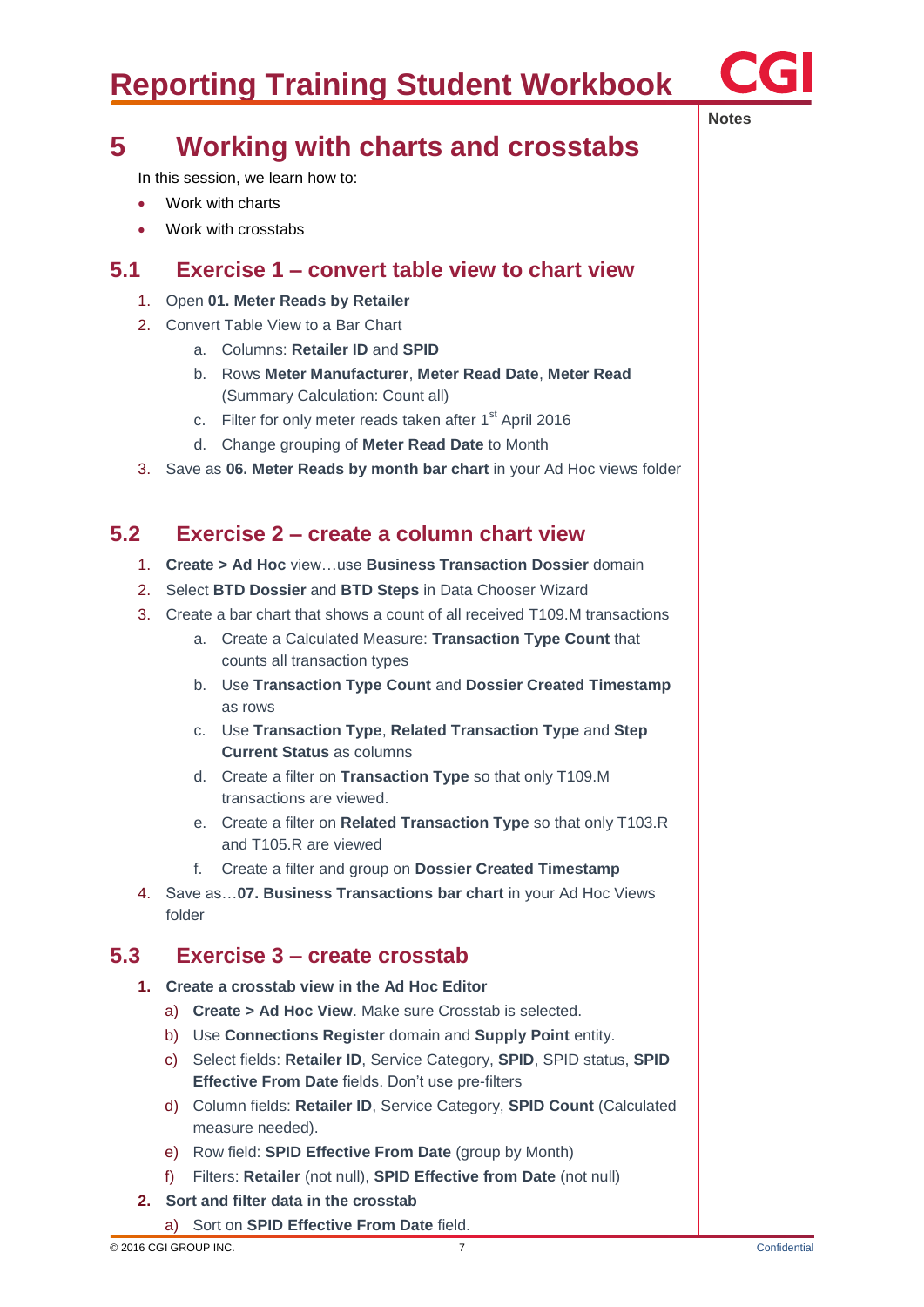# 5 Working with charts and crosstabs

In this session, we learn how to:

- Work with charts
- Work with crosstabs

## 5.1 Exercise 1 – convert table view to chart view

1. Open **01. Meter Reads by Retailer**
2. Convert Table View to a Bar Chart
   a. Columns: **Retailer ID** and **SPID**
   b. Rows **Meter Manufacturer**, **Meter Read Date**, **Meter Read** (Summary Calculation: Count all)
   c. Filter for only meter reads taken after 1st April 2016
   d. Change grouping of **Meter Read Date** to Month
3. Save as **06. Meter Reads by month bar chart** in your Ad Hoc views folder

## 5.2 Exercise 2 – create a column chart view

1. **Create > Ad Hoc** view…use **Business Transaction Dossier** domain
2. Select **BTD Dossier** and **BTD Steps** in Data Chooser Wizard
3. Create a bar chart that shows a count of all received T109.M transactions
   a. Create a Calculated Measure: **Transaction Type Count** that counts all transaction types
   b. Use **Transaction Type Count** and **Dossier Created Timestamp** as rows
   c. Use **Transaction Type**, **Related Transaction Type** and **Step Current Status** as columns
   d. Create a filter on **Transaction Type** so that only T109.M transactions are viewed.
   e. Create a filter on **Related Transaction Type** so that only T103.R and T105.R are viewed
   f. Create a filter and group on **Dossier Created Timestamp**
4. Save as…**07. Business Transactions bar chart** in your Ad Hoc Views folder

## 5.3 Exercise 3 – create crosstab

1. **Create a crosstab view in the Ad Hoc Editor**
   a) **Create > Ad Hoc View**. Make sure Crosstab is selected.
   b) Use **Connections Register** domain and **Supply Point** entity.
   c) Select fields: **Retailer ID**, Service Category, **SPID**, SPID status, **SPID Effective From Date** fields. Don't use pre-filters
   d) Column fields: **Retailer ID**, Service Category, **SPID Count** (Calculated measure needed).
   e) Row field: **SPID Effective From Date** (group by Month)
   f) Filters: **Retailer** (not null), **SPID Effective from Date** (not null)
2. **Sort and filter data in the crosstab**
   a) Sort on **SPID Effective From Date** field.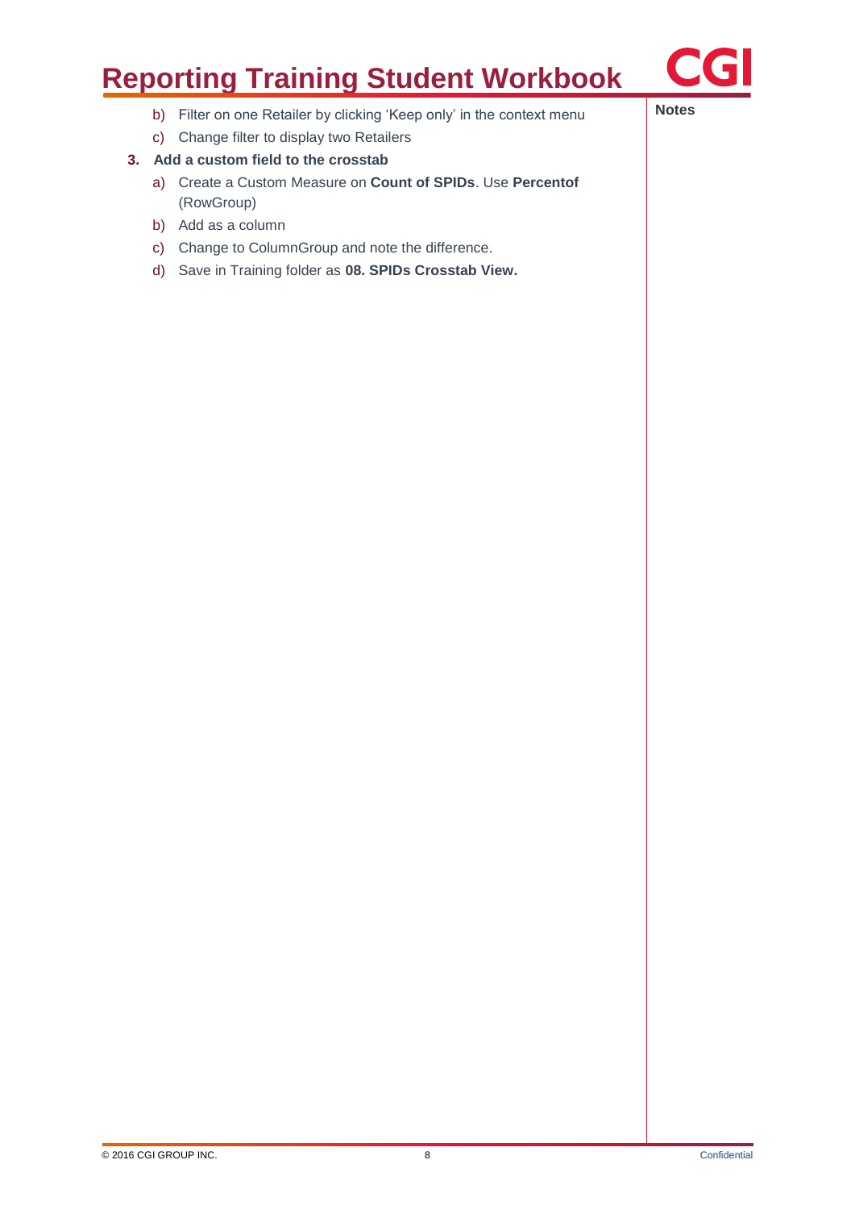b) Filter on one Retailer by clicking 'Keep only' in the context menu

c) Change filter to display two Retailers

3. **Add a custom field to the crosstab**

   a) Create a Custom Measure on **Count of SPIDs**. Use **Percentof** (RowGroup)

   b) Add as a column

   c) Change to ColumnGroup and note the difference.

   d) Save in Training folder as **08. SPIDs Crosstab View.**

**Notes**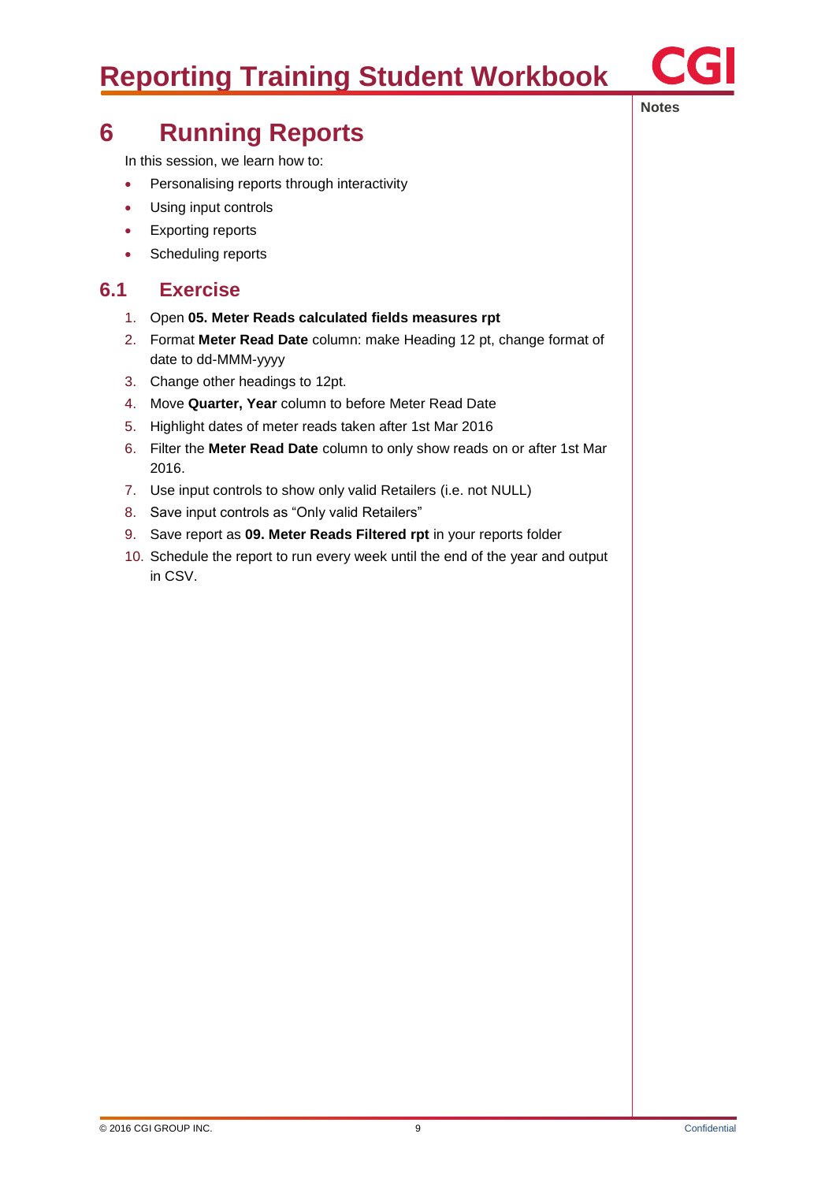# 6 Running Reports

In this session, we learn how to:

- Personalising reports through interactivity
- Using input controls
- Exporting reports
- Scheduling reports

## 6.1 Exercise

1. Open **05. Meter Reads calculated fields measures rpt**
2. Format **Meter Read Date** column: make Heading 12 pt, change format of date to dd-MMM-yyyy
3. Change other headings to 12pt.
4. Move **Quarter, Year** column to before Meter Read Date
5. Highlight dates of meter reads taken after 1st Mar 2016
6. Filter the **Meter Read Date** column to only show reads on or after 1st Mar 2016.
7. Use input controls to show only valid Retailers (i.e. not NULL)
8. Save input controls as “Only valid Retailers”
9. Save report as **09. Meter Reads Filtered rpt** in your reports folder
10. Schedule the report to run every week until the end of the year and output in CSV.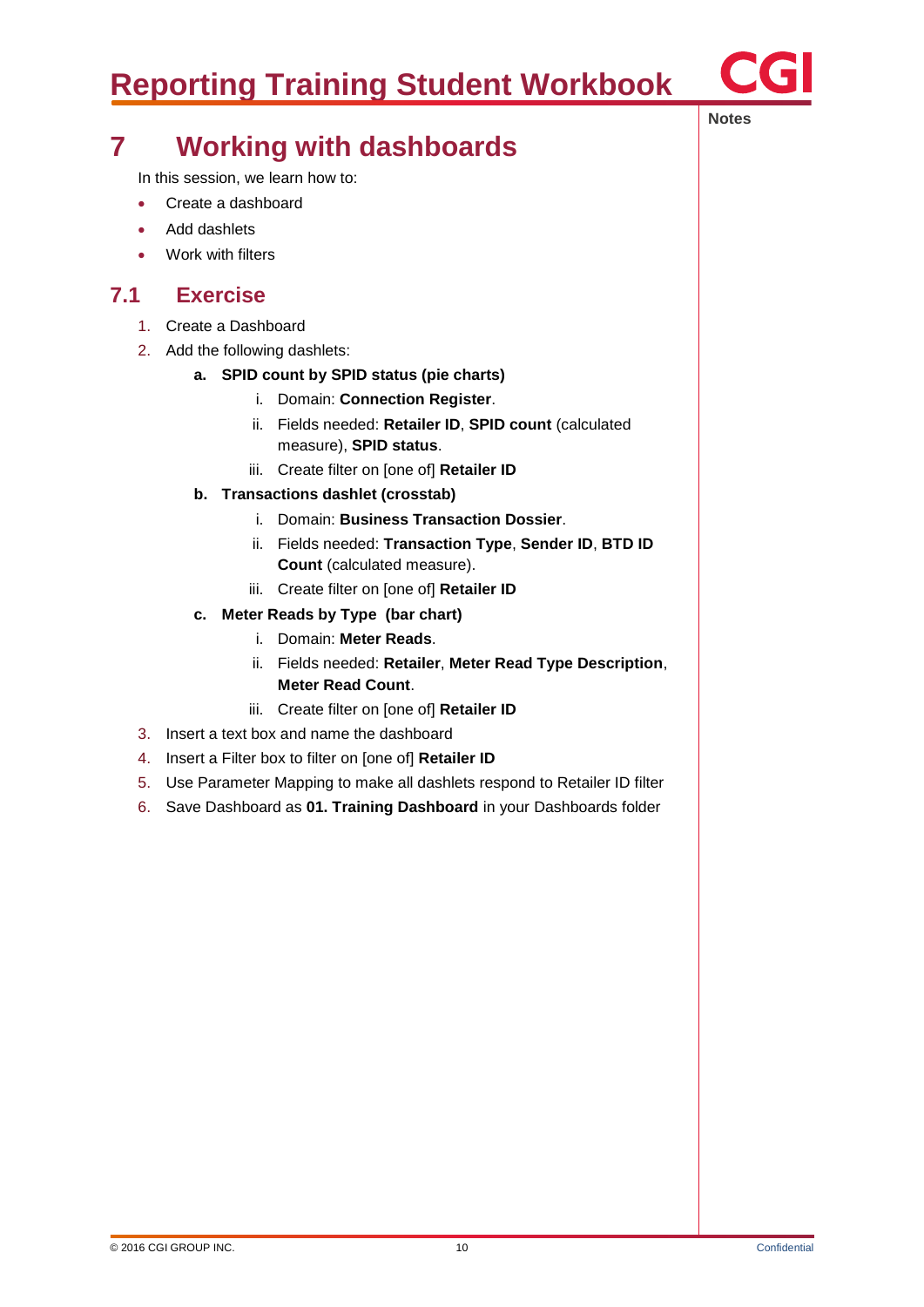# 7 Working with dashboards

In this session, we learn how to:

- Create a dashboard
- Add dashlets
- Work with filters

## 7.1 Exercise

1. Create a Dashboard
2. Add the following dashlets:
    a. **SPID count by SPID status (pie charts)**
        i. Domain: **Connection Register**.
        ii. Fields needed: **Retailer ID**, **SPID count** (calculated measure), **SPID status**.
        iii. Create filter on [one of] **Retailer ID**
    b. **Transactions dashlet (crosstab)**
        i. Domain: **Business Transaction Dossier**.
        ii. Fields needed: **Transaction Type**, **Sender ID**, **BTD ID Count** (calculated measure).
        iii. Create filter on [one of] **Retailer ID**
    c. **Meter Reads by Type (bar chart)**
        i. Domain: **Meter Reads**.
        ii. Fields needed: **Retailer**, **Meter Read Type Description**, **Meter Read Count**.
        iii. Create filter on [one of] **Retailer ID**
3. Insert a text box and name the dashboard
4. Insert a Filter box to filter on [one of] **Retailer ID**
5. Use Parameter Mapping to make all dashlets respond to Retailer ID filter
6. Save Dashboard as **01. Training Dashboard** in your Dashboards folder

Notes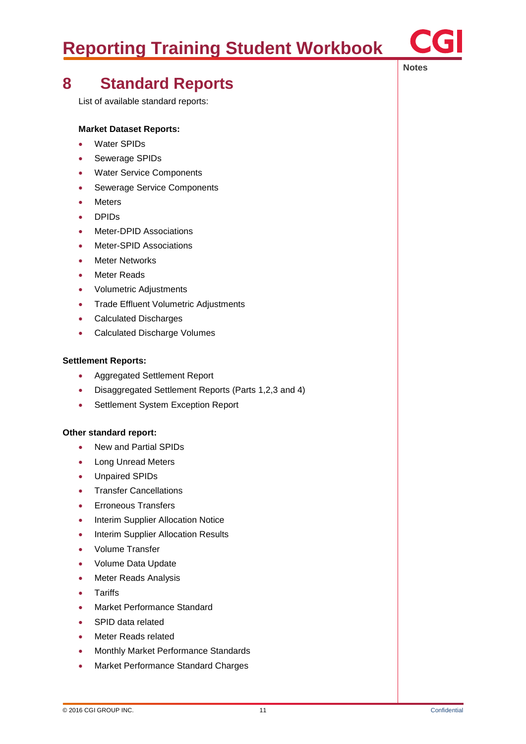# 8 Standard Reports

List of available standard reports:

**Market Dataset Reports:**

- Water SPIDs
- Sewerage SPIDs
- Water Service Components
- Sewerage Service Components
- Meters
- DPIDs
- Meter-DPID Associations
- Meter-SPID Associations
- Meter Networks
- Meter Reads
- Volumetric Adjustments
- Trade Effluent Volumetric Adjustments
- Calculated Discharges
- Calculated Discharge Volumes

**Settlement Reports:**

- Aggregated Settlement Report
- Disaggregated Settlement Reports (Parts 1,2,3 and 4)
- Settlement System Exception Report

**Other standard report:**

- New and Partial SPIDs
- Long Unread Meters
- Unpaired SPIDs
- Transfer Cancellations
- Erroneous Transfers
- Interim Supplier Allocation Notice
- Interim Supplier Allocation Results
- Volume Transfer
- Volume Data Update
- Meter Reads Analysis
- Tariffs
- Market Performance Standard
- SPID data related
- Meter Reads related
- Monthly Market Performance Standards
- Market Performance Standard Charges